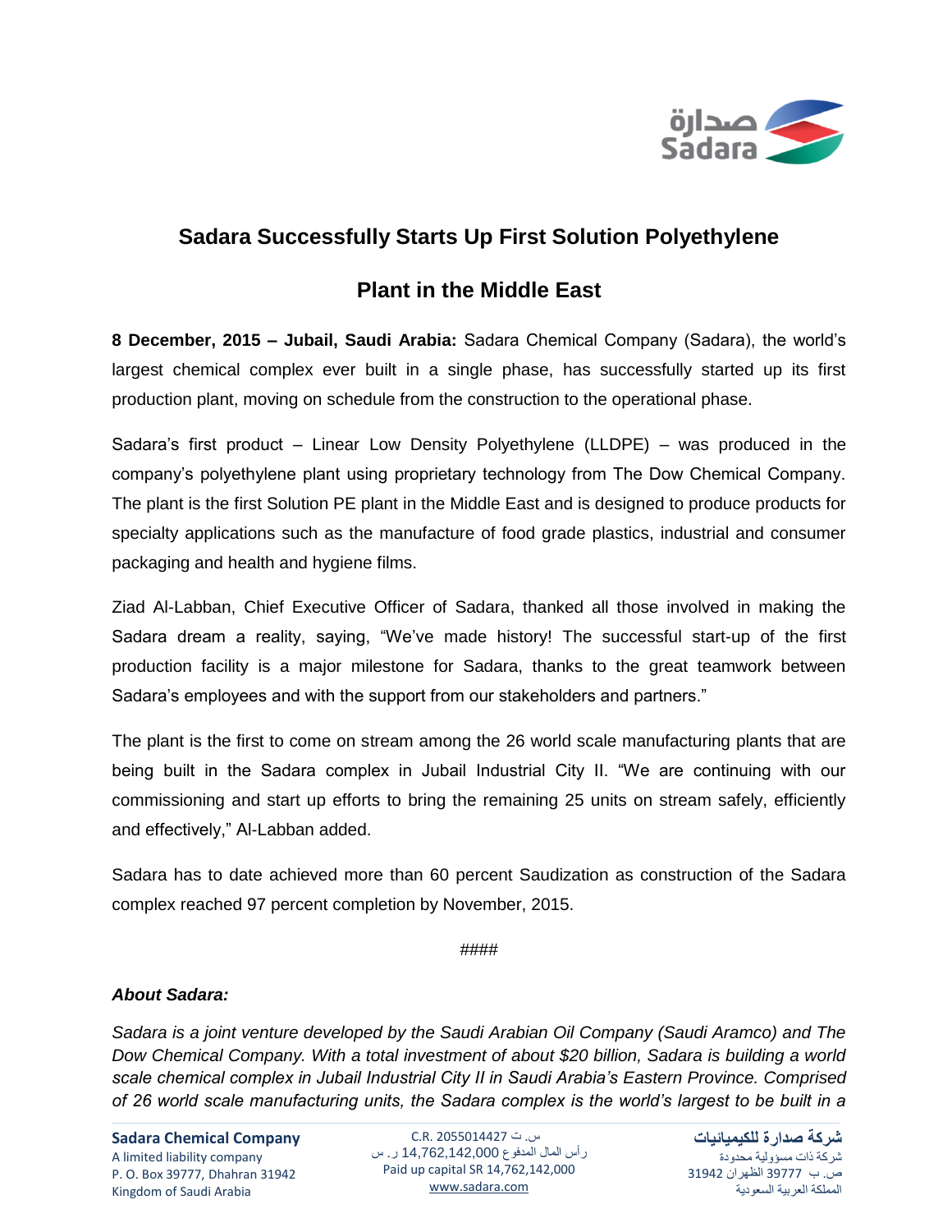# Sadara Successfully Starts Up First Solution Polyethylene Plant in the Middle East

**8 December, 2015 – Jubail, Saudi Arabia:** Sadara Chemical Company (Sadara), the world's largest chemical complex ever built in a single phase, has successfully started up its first production plant, moving on schedule from the construction to the operational phase.

Sadara's first product – Linear Low Density Polyethylene (LLDPE) – was produced in the company's polyethylene plant using proprietary technology from The Dow Chemical Company. The plant is the first Solution PE plant in the Middle East and is designed to produce products for specialty applications such as the manufacture of food grade plastics, industrial and consumer packaging and health and hygiene films.

Ziad Al-Labban, Chief Executive Officer of Sadara, thanked all those involved in making the Sadara dream a reality, saying, "We've made history! The successful start-up of the first production facility is a major milestone for Sadara, thanks to the great teamwork between Sadara's employees and with the support from our stakeholders and partners."

The plant is the first to come on stream among the 26 world scale manufacturing plants that are being built in the Sadara complex in Jubail Industrial City II. "We are continuing with our commissioning and start up efforts to bring the remaining 25 units on stream safely, efficiently and effectively," Al-Labban added.

Sadara has to date achieved more than 60 percent Saudization as construction of the Sadara complex reached 97 percent completion by November, 2015.

####

***About Sadara:***

*Sadara is a joint venture developed by the Saudi Arabian Oil Company (Saudi Aramco) and The Dow Chemical Company. With a total investment of about $20 billion, Sadara is building a world scale chemical complex in Jubail Industrial City II in Saudi Arabia's Eastern Province. Comprised of 26 world scale manufacturing units, the Sadara complex is the world's largest to be built in a*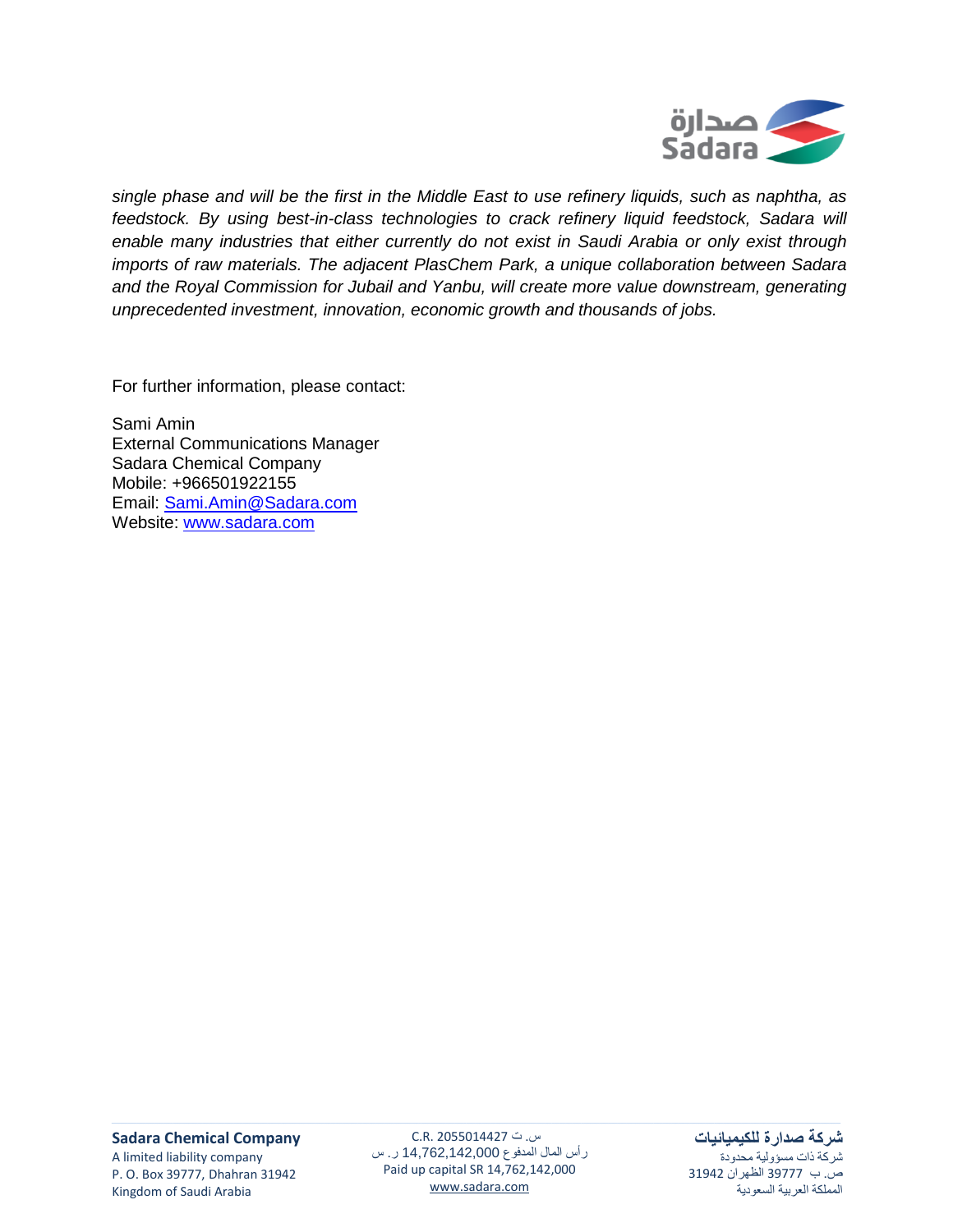*single phase and will be the first in the Middle East to use refinery liquids, such as naphtha, as feedstock. By using best-in-class technologies to crack refinery liquid feedstock, Sadara will enable many industries that either currently do not exist in Saudi Arabia or only exist through imports of raw materials. The adjacent PlasChem Park, a unique collaboration between Sadara and the Royal Commission for Jubail and Yanbu, will create more value downstream, generating unprecedented investment, innovation, economic growth and thousands of jobs.*

For further information, please contact:

Sami Amin
External Communications Manager
Sadara Chemical Company
Mobile: +966501922155
Email: Sami.Amin@Sadara.com
Website: www.sadara.com